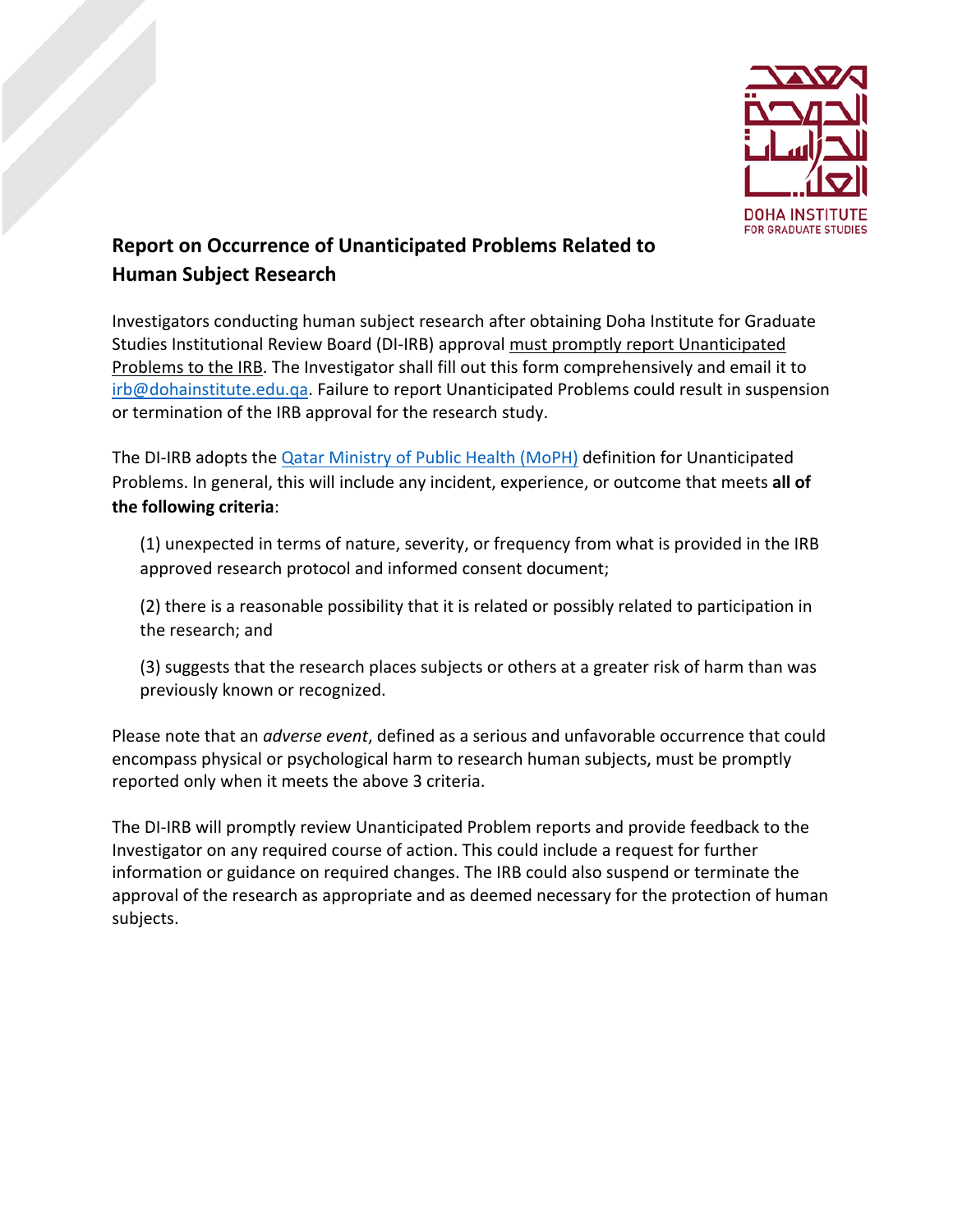# Report on Occurrence of Unanticipated Problems Related to Human Subject Research

Investigators conducting human subject research after obtaining Doha Institute for Graduate Studies Institutional Review Board (DI-IRB) approval must promptly report Unanticipated Problems to the IRB. The Investigator shall fill out this form comprehensively and email it to irb@dohainstitute.edu.qa. Failure to report Unanticipated Problems could result in suspension or termination of the IRB approval for the research study.

The DI-IRB adopts the Qatar Ministry of Public Health (MoPH) definition for Unanticipated Problems. In general, this will include any incident, experience, or outcome that meets **all of the following criteria**:

(1) unexpected in terms of nature, severity, or frequency from what is provided in the IRB approved research protocol and informed consent document;

(2) there is a reasonable possibility that it is related or possibly related to participation in the research; and

(3) suggests that the research places subjects or others at a greater risk of harm than was previously known or recognized.

Please note that an *adverse event*, defined as a serious and unfavorable occurrence that could encompass physical or psychological harm to research human subjects, must be promptly reported only when it meets the above 3 criteria.

The DI-IRB will promptly review Unanticipated Problem reports and provide feedback to the Investigator on any required course of action. This could include a request for further information or guidance on required changes. The IRB could also suspend or terminate the approval of the research as appropriate and as deemed necessary for the protection of human subjects.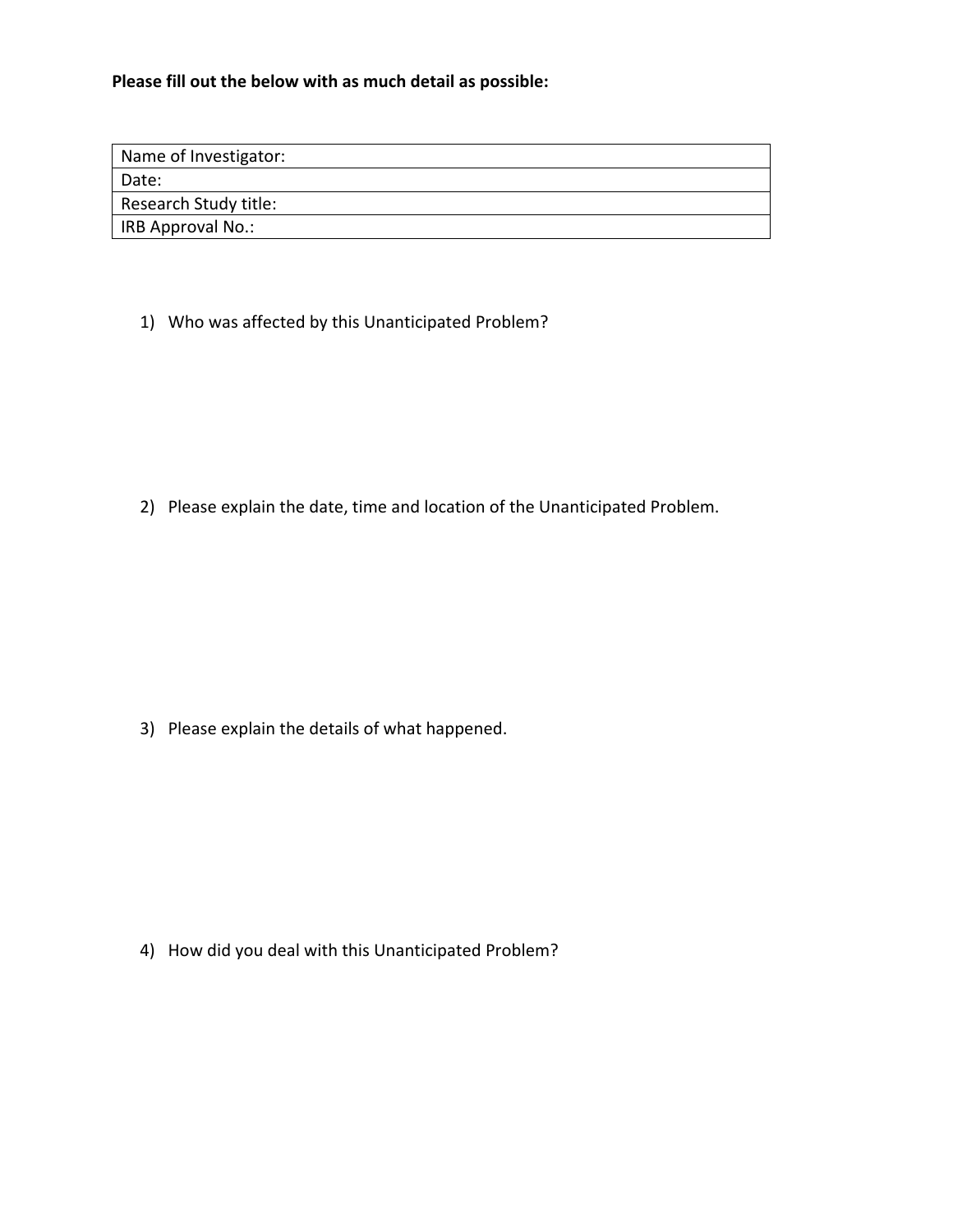**Please fill out the below with as much detail as possible:**

| Name of Investigator: |
|---|
| Date: |
| Research Study title: |
| IRB Approval No.: |

1) Who was affected by this Unanticipated Problem?

2) Please explain the date, time and location of the Unanticipated Problem.

3) Please explain the details of what happened.

4) How did you deal with this Unanticipated Problem?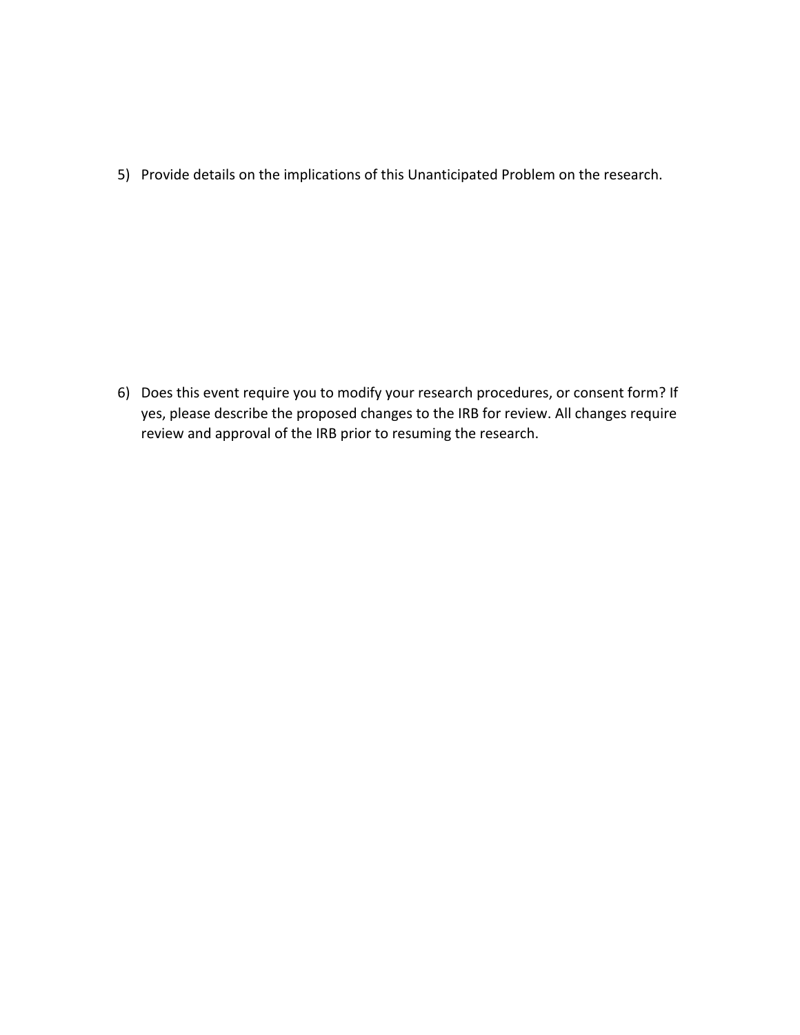5) Provide details on the implications of this Unanticipated Problem on the research.

6) Does this event require you to modify your research procedures, or consent form? If yes, please describe the proposed changes to the IRB for review. All changes require review and approval of the IRB prior to resuming the research.